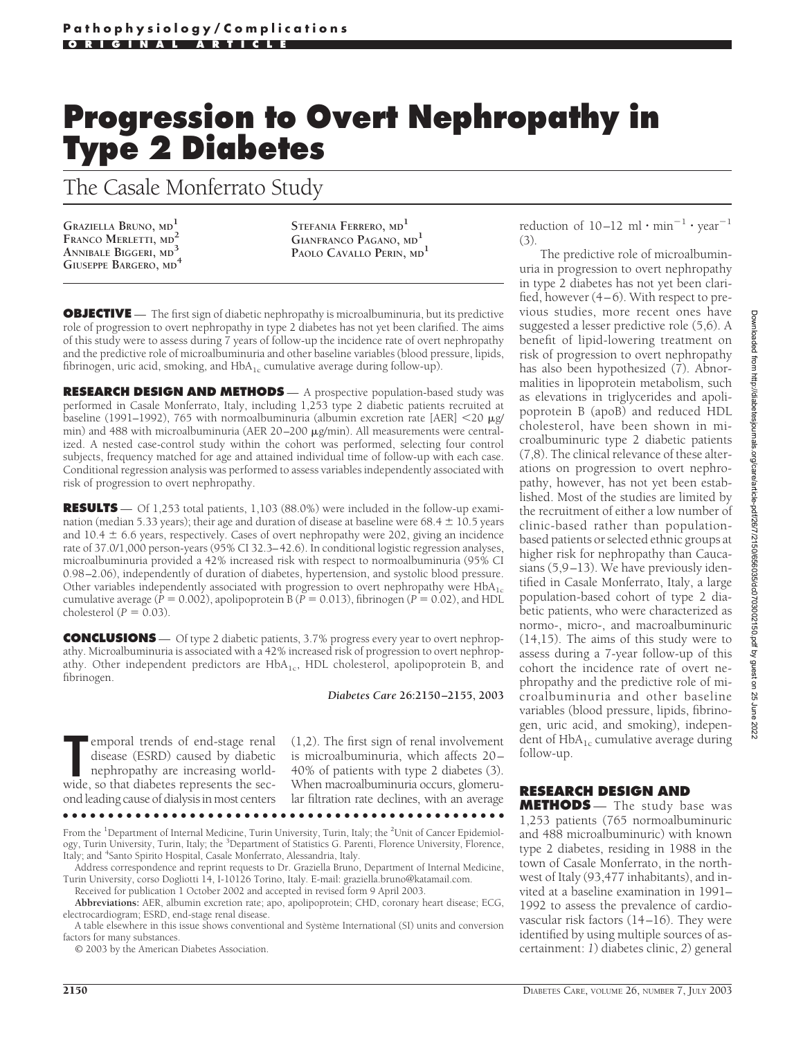# Progression to Overt Nephropathy in Type 2 Diabetes

## The Casale Monferrato Study

GRAZIELLA BRUNO, MD[1]
FRANCO MERLETTI, MD[2]
ANNIBALE BIGGERI, MD[3]
GIUSEPPE BARGERO, MD[4]
STEFANIA FERRERO, MD[1]
GIANFRANCO PAGANO, MD[1]
PAOLO CAVALLO PERIN, MD[1]

**OBJECTIVE** — The first sign of diabetic nephropathy is microalbuminuria, but its predictive role of progression to overt nephropathy in type 2 diabetes has not yet been clarified. The aims of this study were to assess during 7 years of follow-up the incidence rate of overt nephropathy and the predictive role of microalbuminuria and other baseline variables (blood pressure, lipids, fibrinogen, uric acid, smoking, and $HbA_{1c}$ cumulative average during follow-up).

**RESEARCH DESIGN AND METHODS** — A prospective population-based study was performed in Casale Monferrato, Italy, including 1,253 type 2 diabetic patients recruited at baseline (1991–1992), 765 with normoalbuminuria (albumin excretion rate [AER] <20 μg/min) and 488 with microalbuminuria (AER 20–200 μg/min). All measurements were centralized. A nested case-control study within the cohort was performed, selecting four control subjects, frequency matched for age and attained individual time of follow-up with each case. Conditional regression analysis was performed to assess variables independently associated with risk of progression to overt nephropathy.

**RESULTS** — Of 1,253 total patients, 1,103 (88.0%) were included in the follow-up examination (median 5.33 years); their age and duration of disease at baseline were 68.4 ± 10.5 years and 10.4 ± 6.6 years, respectively. Cases of overt nephropathy were 202, giving an incidence rate of 37.0/1,000 person-years (95% CI 32.3–42.6). In conditional logistic regression analyses, microalbuminuria provided a 42% increased risk with respect to normoalbuminuria (95% CI 0.98–2.06), independently of duration of diabetes, hypertension, and systolic blood pressure. Other variables independently associated with progression to overt nephropathy were $HbA_{1c}$ cumulative average ($P = 0.002$), apolipoprotein B ($P = 0.013$), fibrinogen ($P = 0.02$), and HDL cholesterol ($P = 0.03$).

**CONCLUSIONS** — Of type 2 diabetic patients, 3.7% progress every year to overt nephropathy. Microalbuminuria is associated with a 42% increased risk of progression to overt nephropathy. Other independent predictors are $HbA_{1c}$, HDL cholesterol, apolipoprotein B, and fibrinogen.

*Diabetes Care* **26:2150–2155, 2003**

Temporal trends of end-stage renal disease (ESRD) caused by diabetic nephropathy are increasing worldwide, so that diabetes represents the second leading cause of dialysis in most centers (1,2). The first sign of renal involvement is microalbuminuria, which affects 20–40% of patients with type 2 diabetes (3). When macroalbuminuria occurs, glomerular filtration rate declines, with an average reduction of 10–12 $ml \cdot min^{-1} \cdot year^{-1}$ (3).

The predictive role of microalbuminuria in progression to overt nephropathy in type 2 diabetes has not yet been clarified, however (4–6). With respect to previous studies, more recent ones have suggested a lesser predictive role (5,6). A benefit of lipid-lowering treatment on risk of progression to overt nephropathy has also been hypothesized (7). Abnormalities in lipoprotein metabolism, such as elevations in triglycerides and apolipoprotein B (apoB) and reduced HDL cholesterol, have been shown in microalbuminuric type 2 diabetic patients (7,8). The clinical relevance of these alterations on progression to overt nephropathy, however, has not yet been established. Most of the studies are limited by the recruitment of either a low number of clinic-based rather than population-based patients or selected ethnic groups at higher risk for nephropathy than Caucasians (5,9–13). We have previously identified in Casale Monferrato, Italy, a large population-based cohort of type 2 diabetic patients, who were characterized as normo-, micro-, and macroalbuminuric (14,15). The aims of this study were to assess during a 7-year follow-up of this cohort the incidence rate of overt nephropathy and the predictive role of microalbuminuria and other baseline variables (blood pressure, lipids, fibrinogen, uric acid, and smoking), independent of $HbA_{1c}$ cumulative average during follow-up.

## RESEARCH DESIGN AND METHODS

The study base was 1,253 patients (765 normoalbuminuric and 488 microalbuminuric) with known type 2 diabetes, residing in 1988 in the town of Casale Monferrato, in the northwest of Italy (93,477 inhabitants), and invited at a baseline examination in 1991–1992 to assess the prevalence of cardiovascular risk factors (14–16). They were identified by using multiple sources of ascertainment: *1*) diabetes clinic, *2*) general

From the [1]Department of Internal Medicine, Turin University, Turin, Italy; the [2]Unit of Cancer Epidemiology, Turin University, Turin, Italy; the [3]Department of Statistics G. Parenti, Florence University, Florence, Italy; and [4]Santo Spirito Hospital, Casale Monferrato, Alessandria, Italy.

Address correspondence and reprint requests to Dr. Graziella Bruno, Department of Internal Medicine, Turin University, corso Dogliotti 14, I-10126 Torino, Italy. E-mail: graziella.bruno@katamail.com.

Received for publication 1 October 2002 and accepted in revised form 9 April 2003.

**Abbreviations:** AER, albumin excretion rate; apo, apolipoprotein; CHD, coronary heart disease; ECG, electrocardiogram; ESRD, end-stage renal disease.

A table elsewhere in this issue shows conventional and Système International (SI) units and conversion factors for many substances.

© 2003 by the American Diabetes Association.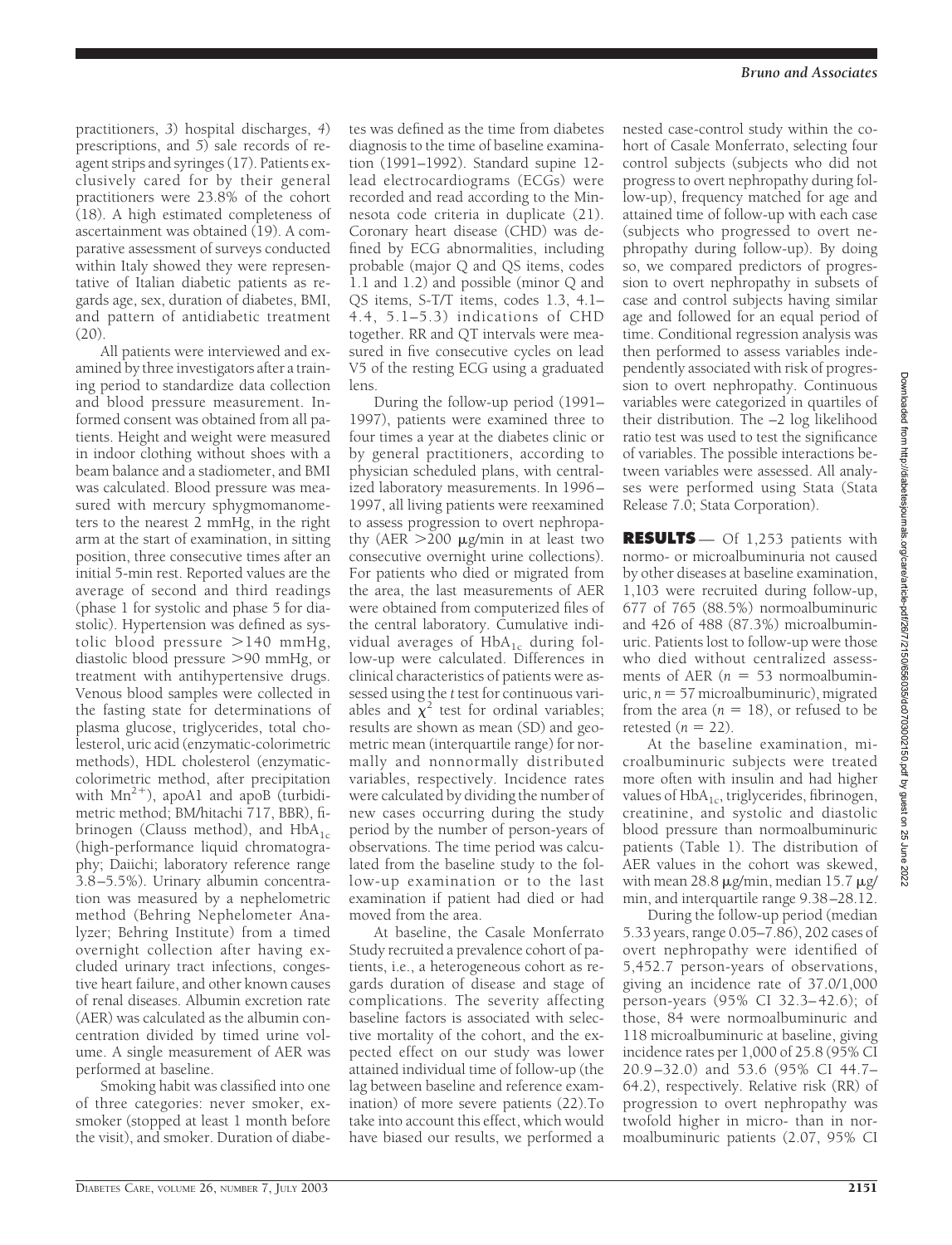practitioners, *3*) hospital discharges, *4*) prescriptions, and *5*) sale records of reagent strips and syringes (17). Patients exclusively cared for by their general practitioners were 23.8% of the cohort (18). A high estimated completeness of ascertainment was obtained (19). A comparative assessment of surveys conducted within Italy showed they were representative of Italian diabetic patients as regards age, sex, duration of diabetes, BMI, and pattern of antidiabetic treatment (20).

All patients were interviewed and examined by three investigators after a training period to standardize data collection and blood pressure measurement. Informed consent was obtained from all patients. Height and weight were measured in indoor clothing without shoes with a beam balance and a stadiometer, and BMI was calculated. Blood pressure was measured with mercury sphygmomanometers to the nearest 2 mmHg, in the right arm at the start of examination, in sitting position, three consecutive times after an initial 5-min rest. Reported values are the average of second and third readings (phase 1 for systolic and phase 5 for diastolic). Hypertension was defined as systolic blood pressure >140 mmHg, diastolic blood pressure >90 mmHg, or treatment with antihypertensive drugs. Venous blood samples were collected in the fasting state for determinations of plasma glucose, triglycerides, total cholesterol, uric acid (enzymatic-colorimetric methods), HDL cholesterol (enzymatic-colorimetric method, after precipitation with $Mn^{2+}$), apoA1 and apoB (turbidimetric method; BM/hitachi 717, BBR), fibrinogen (Clauss method), and $HbA_{1c}$ (high-performance liquid chromatography; Daiichi; laboratory reference range 3.8–5.5%). Urinary albumin concentration was measured by a nephelometric method (Behring Nephelometer Analyzer; Behring Institute) from a timed overnight collection after having excluded urinary tract infections, congestive heart failure, and other known causes of renal diseases. Albumin excretion rate (AER) was calculated as the albumin concentration divided by timed urine volume. A single measurement of AER was performed at baseline.

Smoking habit was classified into one of three categories: never smoker, ex-smoker (stopped at least 1 month before the visit), and smoker. Duration of diabetes was defined as the time from diabetes diagnosis to the time of baseline examination (1991–1992). Standard supine 12-lead electrocardiograms (ECGs) were recorded and read according to the Minnesota code criteria in duplicate (21). Coronary heart disease (CHD) was defined by ECG abnormalities, including probable (major Q and QS items, codes 1.1 and 1.2) and possible (minor Q and QS items, S-T/T items, codes 1.3, 4.1–4.4, 5.1–5.3) indications of CHD together. RR and QT intervals were measured in five consecutive cycles on lead V5 of the resting ECG using a graduated lens.

During the follow-up period (1991–1997), patients were examined three to four times a year at the diabetes clinic or by general practitioners, according to physician scheduled plans, with centralized laboratory measurements. In 1996–1997, all living patients were reexamined to assess progression to overt nephropathy (AER >200 μg/min in at least two consecutive overnight urine collections). For patients who died or migrated from the area, the last measurements of AER were obtained from computerized files of the central laboratory. Cumulative individual averages of $HbA_{1c}$ during follow-up were calculated. Differences in clinical characteristics of patients were assessed using the *t* test for continuous variables and $\chi^2$ test for ordinal variables; results are shown as mean (SD) and geometric mean (interquartile range) for normally and nonnormally distributed variables, respectively. Incidence rates were calculated by dividing the number of new cases occurring during the study period by the number of person-years of observations. The time period was calculated from the baseline study to the follow-up examination or to the last examination if patient had died or had moved from the area.

At baseline, the Casale Monferrato Study recruited a prevalence cohort of patients, i.e., a heterogeneous cohort as regards duration of disease and stage of complications. The severity affecting baseline factors is associated with selective mortality of the cohort, and the expected effect on our study was lower attained individual time of follow-up (the lag between baseline and reference examination) of more severe patients (22). To take into account this effect, which would have biased our results, we performed a nested case-control study within the cohort of Casale Monferrato, selecting four control subjects (subjects who did not progress to overt nephropathy during follow-up), frequency matched for age and attained time of follow-up with each case (subjects who progressed to overt nephropathy during follow-up). By doing so, we compared predictors of progression to overt nephropathy in subsets of case and control subjects having similar age and followed for an equal period of time. Conditional regression analysis was then performed to assess variables independently associated with risk of progression to overt nephropathy. Continuous variables were categorized in quartiles of their distribution. The −2 log likelihood ratio test was used to test the significance of variables. The possible interactions between variables were assessed. All analyses were performed using Stata (Stata Release 7.0; Stata Corporation).

## RESULTS

Of 1,253 patients with normo- or microalbuminuria not caused by other diseases at baseline examination, 1,103 were recruited during follow-up, 677 of 765 (88.5%) normoalbuminuric and 426 of 488 (87.3%) microalbuminuric. Patients lost to follow-up were those who died without centralized assessments of AER ($n$ = 53 normoalbuminuric, $n$ = 57 microalbuminuric), migrated from the area ($n$ = 18), or refused to be retested ($n$ = 22).

At the baseline examination, microalbuminuric subjects were treated more often with insulin and had higher values of $HbA_{1c}$, triglycerides, fibrinogen, creatinine, and systolic and diastolic blood pressure than normoalbuminuric patients (Table 1). The distribution of AER values in the cohort was skewed, with mean 28.8 μg/min, median 15.7 μg/min, and interquartile range 9.38–28.12.

During the follow-up period (median 5.33 years, range 0.05–7.86), 202 cases of overt nephropathy were identified of 5,452.7 person-years of observations, giving an incidence rate of 37.0/1,000 person-years (95% CI 32.3–42.6); of those, 84 were normoalbuminuric and 118 microalbuminuric at baseline, giving incidence rates per 1,000 of 25.8 (95% CI 20.9–32.0) and 53.6 (95% CI 44.7–64.2), respectively. Relative risk (RR) of progression to overt nephropathy was twofold higher in micro- than in normoalbuminuric patients (2.07, 95% CI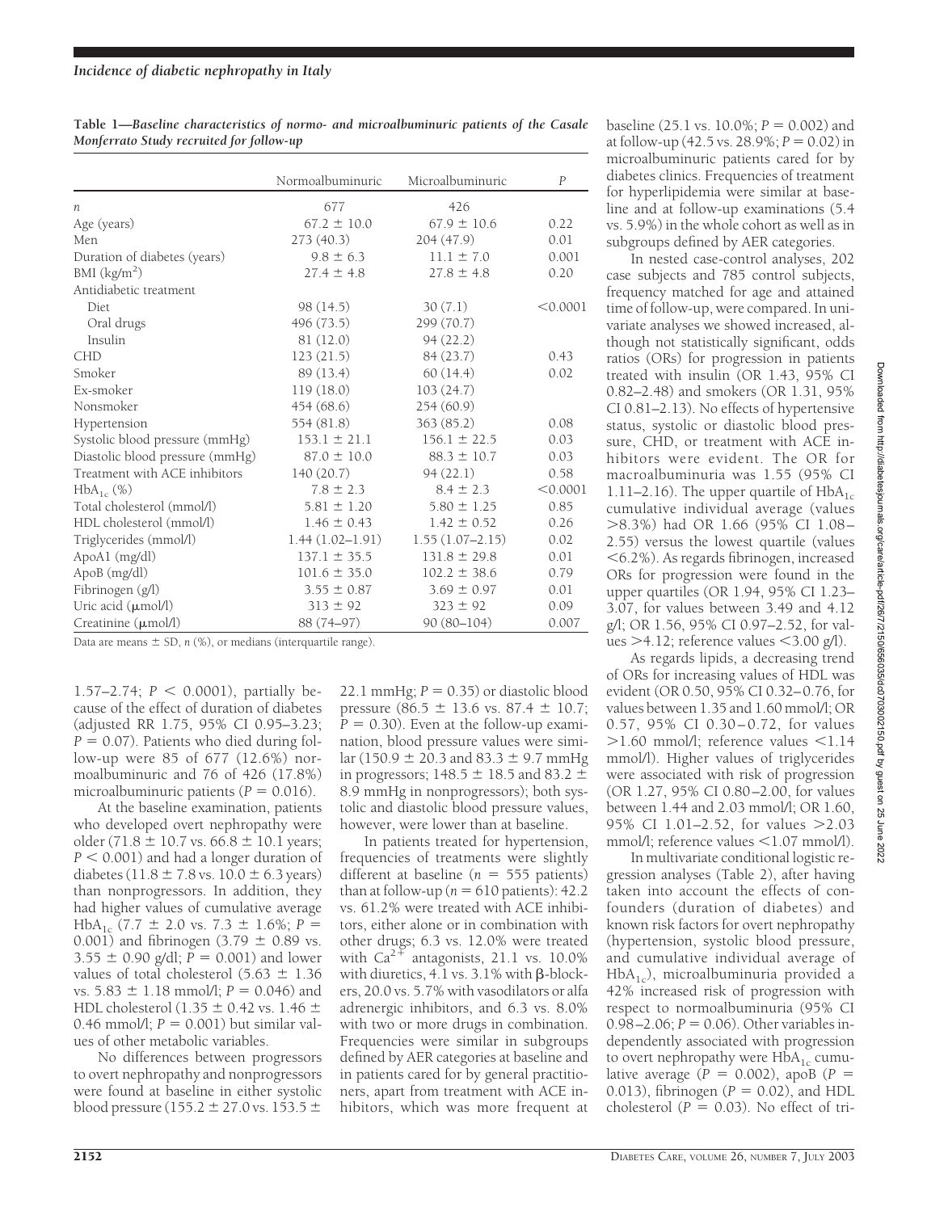**Table 1—*Baseline characteristics of normo- and microalbuminuric patients of the Casale Monferrato Study recruited for follow-up***

| | Normoalbuminuric | Microalbuminuric | *P* |
|---|---|---|---|
| *n* | 677 | 426 | |
| Age (years) | 67.2 ± 10.0 | 67.9 ± 10.6 | 0.22 |
| Men | 273 (40.3) | 204 (47.9) | 0.01 |
| Duration of diabetes (years) | 9.8 ± 6.3 | 11.1 ± 7.0 | 0.001 |
| BMI (kg/m$^2$) | 27.4 ± 4.8 | 27.8 ± 4.8 | 0.20 |
| Antidiabetic treatment | | | |
| Diet | 98 (14.5) | 30 (7.1) | <0.0001 |
| Oral drugs | 496 (73.5) | 299 (70.7) | |
| Insulin | 81 (12.0) | 94 (22.2) | |
| CHD | 123 (21.5) | 84 (23.7) | 0.43 |
| Smoker | 89 (13.4) | 60 (14.4) | 0.02 |
| Ex-smoker | 119 (18.0) | 103 (24.7) | |
| Nonsmoker | 454 (68.6) | 254 (60.9) | |
| Hypertension | 554 (81.8) | 363 (85.2) | 0.08 |
| Systolic blood pressure (mmHg) | 153.1 ± 21.1 | 156.1 ± 22.5 | 0.03 |
| Diastolic blood pressure (mmHg) | 87.0 ± 10.0 | 88.3 ± 10.7 | 0.03 |
| Treatment with ACE inhibitors | 140 (20.7) | 94 (22.1) | 0.58 |
| $HbA_{1c}$ (%) | 7.8 ± 2.3 | 8.4 ± 2.3 | <0.0001 |
| Total cholesterol (mmol/l) | 5.81 ± 1.20 | 5.80 ± 1.25 | 0.85 |
| HDL cholesterol (mmol/l) | 1.46 ± 0.43 | 1.42 ± 0.52 | 0.26 |
| Triglycerides (mmol/l) | 1.44 (1.02–1.91) | 1.55 (1.07–2.15) | 0.02 |
| ApoA1 (mg/dl) | 137.1 ± 35.5 | 131.8 ± 29.8 | 0.01 |
| ApoB (mg/dl) | 101.6 ± 35.0 | 102.2 ± 38.6 | 0.79 |
| Fibrinogen (g/l) | 3.55 ± 0.87 | 3.69 ± 0.97 | 0.01 |
| Uric acid (μmol/l) | 313 ± 92 | 323 ± 92 | 0.09 |
| Creatinine (μmol/l) | 88 (74–97) | 90 (80–104) | 0.007 |

Data are means ± SD, *n* (%), or medians (interquartile range).

1.57–2.74; $P < 0.0001$), partially because of the effect of duration of diabetes (adjusted RR 1.75, 95% CI 0.95–3.23; $P = 0.07$). Patients who died during follow-up were 85 of 677 (12.6%) normoalbuminuric and 76 of 426 (17.8%) microalbuminuric patients ($P = 0.016$).

At the baseline examination, patients who developed overt nephropathy were older (71.8 ± 10.7 vs. 66.8 ± 10.1 years; $P < 0.001$) and had a longer duration of diabetes (11.8 ± 7.8 vs. 10.0 ± 6.3 years) than nonprogressors. In addition, they had higher values of cumulative average $HbA_{1c}$ (7.7 ± 2.0 vs. 7.3 ± 1.6%; $P = 0.001$) and fibrinogen (3.79 ± 0.89 vs. 3.55 ± 0.90 g/dl; $P = 0.001$) and lower values of total cholesterol (5.63 ± 1.36 vs. 5.83 ± 1.18 mmol/l; $P = 0.046$) and HDL cholesterol (1.35 ± 0.42 vs. 1.46 ± 0.46 mmol/l; $P = 0.001$) but similar values of other metabolic variables.

No differences between progressors to overt nephropathy and nonprogressors were found at baseline in either systolic blood pressure (155.2 ± 27.0 vs. 153.5 ± 22.1 mmHg; $P = 0.35$) or diastolic blood pressure (86.5 ± 13.6 vs. 87.4 ± 10.7; $P = 0.30$). Even at the follow-up examination, blood pressure values were similar (150.9 ± 20.3 and 83.3 ± 9.7 mmHg in progressors; 148.5 ± 18.5 and 83.2 ± 8.9 mmHg in nonprogressors); both systolic and diastolic blood pressure values, however, were lower than at baseline.

In patients treated for hypertension, frequencies of treatments were slightly different at baseline ($n = 555$ patients) than at follow-up ($n = 610$ patients): 42.2 vs. 61.2% were treated with ACE inhibitors, either alone or in combination with other drugs; 6.3 vs. 12.0% were treated with $Ca^{2+}$ antagonists, 21.1 vs. 10.0% with diuretics, 4.1 vs. 3.1% with β-blockers, 20.0 vs. 5.7% with vasodilators or alfa adrenergic inhibitors, and 6.3 vs. 8.0% with two or more drugs in combination. Frequencies were similar in subgroups defined by AER categories at baseline and in patients cared for by general practitioners, apart from treatment with ACE inhibitors, which was more frequent at baseline (25.1 vs. 10.0%; $P = 0.002$) and at follow-up (42.5 vs. 28.9%; $P = 0.02$) in microalbuminuric patients cared for by diabetes clinics. Frequencies of treatment for hyperlipidemia were similar at baseline and at follow-up examinations (5.4 vs. 5.9%) in the whole cohort as well as in subgroups defined by AER categories.

In nested case-control analyses, 202 case subjects and 785 control subjects, frequency matched for age and attained time of follow-up, were compared. In univariate analyses we showed increased, although not statistically significant, odds ratios (ORs) for progression in patients treated with insulin (OR 1.43, 95% CI 0.82–2.48) and smokers (OR 1.31, 95% CI 0.81–2.13). No effects of hypertensive status, systolic or diastolic blood pressure, CHD, or treatment with ACE inhibitors were evident. The OR for macroalbuminuria was 1.55 (95% CI 1.11–2.16). The upper quartile of $HbA_{1c}$ cumulative individual average (values >8.3%) had OR 1.66 (95% CI 1.08–2.55) versus the lowest quartile (values <6.2%). As regards fibrinogen, increased ORs for progression were found in the upper quartiles (OR 1.94, 95% CI 1.23–3.07, for values between 3.49 and 4.12 g/l; OR 1.56, 95% CI 0.97–2.52, for values >4.12; reference values <3.00 g/l).

As regards lipids, a decreasing trend of ORs for increasing values of HDL was evident (OR 0.50, 95% CI 0.32–0.76, for values between 1.35 and 1.60 mmol/l; OR 0.57, 95% CI 0.30–0.72, for values >1.60 mmol/l; reference values <1.14 mmol/l). Higher values of triglycerides were associated with risk of progression (OR 1.27, 95% CI 0.80–2.00, for values between 1.44 and 2.03 mmol/l; OR 1.60, 95% CI 1.01–2.52, for values >2.03 mmol/l; reference values <1.07 mmol/l).

In multivariate conditional logistic regression analyses (Table 2), after having taken into account the effects of confounders (duration of diabetes) and known risk factors for overt nephropathy (hypertension, systolic blood pressure, and cumulative individual average of $HbA_{1c}$), microalbuminuria provided a 42% increased risk of progression with respect to normoalbuminuria (95% CI 0.98–2.06; $P = 0.06$). Other variables independently associated with progression to overt nephropathy were $HbA_{1c}$ cumulative average ($P = 0.002$), apoB ($P = 0.013$), fibrinogen ($P = 0.02$), and HDL cholesterol ($P = 0.03$). No effect of tri-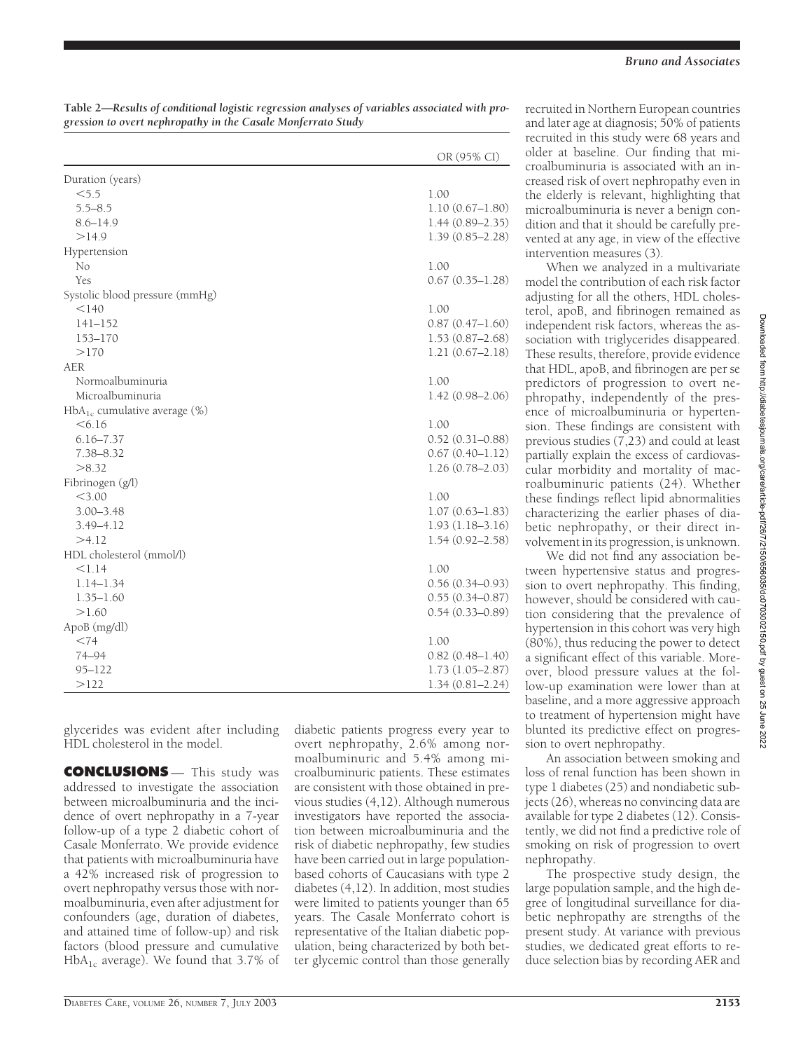**Table 2—Results of conditional logistic regression analyses of variables associated with progression to overt nephropathy in the Casale Monferrato Study**

| | OR (95% CI) |
|---|---|
| Duration (years) | |
| <5.5 | 1.00 |
| 5.5–8.5 | 1.10 (0.67–1.80) |
| 8.6–14.9 | 1.44 (0.89–2.35) |
| >14.9 | 1.39 (0.85–2.28) |
| Hypertension | |
| No | 1.00 |
| Yes | 0.67 (0.35–1.28) |
| Systolic blood pressure (mmHg) | |
| <140 | 1.00 |
| 141–152 | 0.87 (0.47–1.60) |
| 153–170 | 1.53 (0.87–2.68) |
| >170 | 1.21 (0.67–2.18) |
| AER | |
| Normoalbuminuria | 1.00 |
| Microalbuminuria | 1.42 (0.98–2.06) |
| $HbA_{1c}$ cumulative average (%) | |
| <6.16 | 1.00 |
| 6.16–7.37 | 0.52 (0.31–0.88) |
| 7.38–8.32 | 0.67 (0.40–1.12) |
| >8.32 | 1.26 (0.78–2.03) |
| Fibrinogen (g/l) | |
| <3.00 | 1.00 |
| 3.00–3.48 | 1.07 (0.63–1.83) |
| 3.49–4.12 | 1.93 (1.18–3.16) |
| >4.12 | 1.54 (0.92–2.58) |
| HDL cholesterol (mmol/l) | |
| <1.14 | 1.00 |
| 1.14–1.34 | 0.56 (0.34–0.93) |
| 1.35–1.60 | 0.55 (0.34–0.87) |
| >1.60 | 0.54 (0.33–0.89) |
| ApoB (mg/dl) | |
| <74 | 1.00 |
| 74–94 | 0.82 (0.48–1.40) |
| 95–122 | 1.73 (1.05–2.87) |
| >122 | 1.34 (0.81–2.24) |

glycerides was evident after including HDL cholesterol in the model.

## CONCLUSIONS

This study was addressed to investigate the association between microalbuminuria and the incidence of overt nephropathy in a 7-year follow-up of a type 2 diabetic cohort of Casale Monferrato. We provide evidence that patients with microalbuminuria have a 42% increased risk of progression to overt nephropathy versus those with normoalbuminuria, even after adjustment for confounders (age, duration of diabetes, and attained time of follow-up) and risk factors (blood pressure and cumulative $HbA_{1c}$ average). We found that 3.7% of diabetic patients progress every year to overt nephropathy, 2.6% among normoalbuminuric and 5.4% among microalbuminuric patients. These estimates are consistent with those obtained in previous studies (4,12). Although numerous investigators have reported the association between microalbuminuria and the risk of diabetic nephropathy, few studies have been carried out in large population-based cohorts of Caucasians with type 2 diabetes (4,12). In addition, most studies were limited to patients younger than 65 years. The Casale Monferrato cohort is representative of the Italian diabetic population, being characterized by both better glycemic control than those generally recruited in Northern European countries and later age at diagnosis; 50% of patients recruited in this study were 68 years and older at baseline. Our finding that microalbuminuria is associated with an increased risk of overt nephropathy even in the elderly is relevant, highlighting that microalbuminuria is never a benign condition and that it should be carefully prevented at any age, in view of the effective intervention measures (3).

When we analyzed in a multivariate model the contribution of each risk factor adjusting for all the others, HDL cholesterol, apoB, and fibrinogen remained as independent risk factors, whereas the association with triglycerides disappeared. These results, therefore, provide evidence that HDL, apoB, and fibrinogen are per se predictors of progression to overt nephropathy, independently of the presence of microalbuminuria or hypertension. These findings are consistent with previous studies (7,23) and could at least partially explain the excess of cardiovascular morbidity and mortality of macroalbuminuric patients (24). Whether these findings reflect lipid abnormalities characterizing the earlier phases of diabetic nephropathy, or their direct involvement in its progression, is unknown.

We did not find any association between hypertensive status and progression to overt nephropathy. This finding, however, should be considered with caution considering that the prevalence of hypertension in this cohort was very high (80%), thus reducing the power to detect a significant effect of this variable. Moreover, blood pressure values at the follow-up examination were lower than at baseline, and a more aggressive approach to treatment of hypertension might have blunted its predictive effect on progression to overt nephropathy.

An association between smoking and loss of renal function has been shown in type 1 diabetes (25) and nondiabetic subjects (26), whereas no convincing data are available for type 2 diabetes (12). Consistently, we did not find a predictive role of smoking on risk of progression to overt nephropathy.

The prospective study design, the large population sample, and the high degree of longitudinal surveillance for diabetic nephropathy are strengths of the present study. At variance with previous studies, we dedicated great efforts to reduce selection bias by recording AER and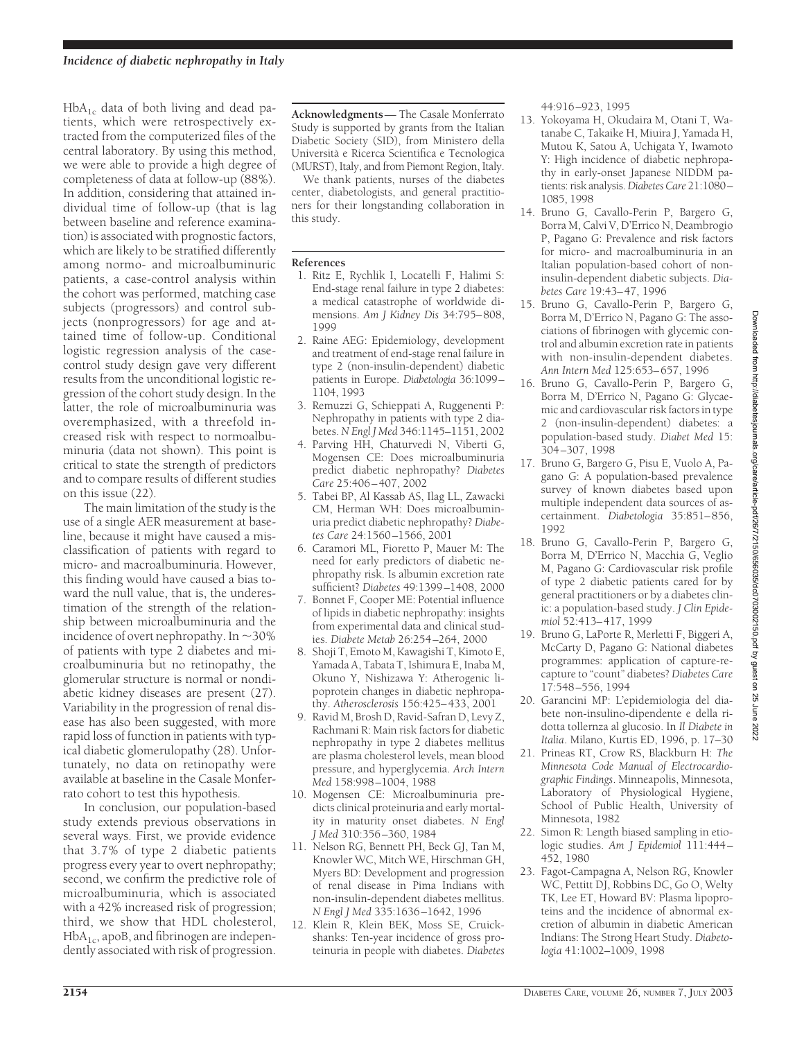$HbA_{1c}$ data of both living and dead patients, which were retrospectively extracted from the computerized files of the central laboratory. By using this method, we were able to provide a high degree of completeness of data at follow-up (88%). In addition, considering that attained individual time of follow-up (that is lag between baseline and reference examination) is associated with prognostic factors, which are likely to be stratified differently among normo- and microalbuminuric patients, a case-control analysis within the cohort was performed, matching case subjects (progressors) and control subjects (nonprogressors) for age and attained time of follow-up. Conditional logistic regression analysis of the case-control study design gave very different results from the unconditional logistic regression of the cohort study design. In the latter, the role of microalbuminuria was overemphasized, with a threefold increased risk with respect to normoalbuminuria (data not shown). This point is critical to state the strength of predictors and to compare results of different studies on this issue (22).

The main limitation of the study is the use of a single AER measurement at baseline, because it might have caused a misclassification of patients with regard to micro- and macroalbuminuria. However, this finding would have caused a bias toward the null value, that is, the underestimation of the strength of the relationship between microalbuminuria and the incidence of overt nephropathy. In ~30% of patients with type 2 diabetes and microalbuminuria but no retinopathy, the glomerular structure is normal or nondiabetic kidney diseases are present (27). Variability in the progression of renal disease has also been suggested, with more rapid loss of function in patients with typical diabetic glomerulopathy (28). Unfortunately, no data on retinopathy were available at baseline in the Casale Monferrato cohort to test this hypothesis.

In conclusion, our population-based study extends previous observations in several ways. First, we provide evidence that 3.7% of type 2 diabetic patients progress every year to overt nephropathy; second, we confirm the predictive role of microalbuminuria, which is associated with a 42% increased risk of progression; third, we show that HDL cholesterol, $HbA_{1c}$, apoB, and fibrinogen are independently associated with risk of progression.

**Acknowledgments** — The Casale Monferrato Study is supported by grants from the Italian Diabetic Society (SID), from Ministero della Università e Ricerca Scientifica e Tecnologica (MURST), Italy, and from Piemont Region, Italy.

We thank patients, nurses of the diabetes center, diabetologists, and general practitioners for their longstanding collaboration in this study.

## References

1. Ritz E, Rychlik I, Locatelli F, Halimi S: End-stage renal failure in type 2 diabetes: a medical catastrophe of worldwide dimensions. *Am J Kidney Dis* 34:795–808, 1999
2. Raine AEG: Epidemiology, development and treatment of end-stage renal failure in type 2 (non-insulin-dependent) diabetic patients in Europe. *Diabetologia* 36:1099–1104, 1993
3. Remuzzi G, Schieppati A, Ruggenenti P: Nephropathy in patients with type 2 diabetes. *N Engl J Med* 346:1145–1151, 2002
4. Parving HH, Chaturvedi N, Viberti G, Mogensen CE: Does microalbuminuria predict diabetic nephropathy? *Diabetes Care* 25:406–407, 2002
5. Tabei BP, Al Kassab AS, Ilag LL, Zawacki CM, Herman WH: Does microalbuminuria predict diabetic nephropathy? *Diabetes Care* 24:1560–1566, 2001
6. Caramori ML, Fioretto P, Mauer M: The need for early predictors of diabetic nephropathy risk. Is albumin excretion rate sufficient? *Diabetes* 49:1399–1408, 2000
7. Bonnet F, Cooper ME: Potential influence of lipids in diabetic nephropathy: insights from experimental data and clinical studies. *Diabete Metab* 26:254–264, 2000
8. Shoji T, Emoto M, Kawagishi T, Kimoto E, Yamada A, Tabata T, Ishimura E, Inaba M, Okuno Y, Nishizawa Y: Atherogenic lipoprotein changes in diabetic nephropathy. *Atherosclerosis* 156:425–433, 2001
9. Ravid M, Brosh D, Ravid-Safran D, Levy Z, Rachmani R: Main risk factors for diabetic nephropathy in type 2 diabetes mellitus are plasma cholesterol levels, mean blood pressure, and hyperglycemia. *Arch Intern Med* 158:998–1004, 1988
10. Mogensen CE: Microalbuminuria predicts clinical proteinuria and early mortality in maturity onset diabetes. *N Engl J Med* 310:356–360, 1984
11. Nelson RG, Bennett PH, Beck GJ, Tan M, Knowler WC, Mitch WE, Hirschman GH, Myers BD: Development and progression of renal disease in Pima Indians with non-insulin-dependent diabetes mellitus. *N Engl J Med* 335:1636–1642, 1996
12. Klein R, Klein BEK, Moss SE, Cruickshanks: Ten-year incidence of gross proteinuria in people with diabetes. *Diabetes* 44:916–923, 1995
13. Yokoyama H, Okudaira M, Otani T, Watanabe C, Takaike H, Miuira J, Yamada H, Mutou K, Satou A, Uchigata Y, Iwamoto Y: High incidence of diabetic nephropathy in early-onset Japanese NIDDM patients: risk analysis. *Diabetes Care* 21:1080–1085, 1998
14. Bruno G, Cavallo-Perin P, Bargero G, Borra M, Calvi V, D'Errico N, Deambrogio P, Pagano G: Prevalence and risk factors for micro- and macroalbuminuria in an Italian population-based cohort of non-insulin-dependent diabetic subjects. *Diabetes Care* 19:43–47, 1996
15. Bruno G, Cavallo-Perin P, Bargero G, Borra M, D'Errico N, Pagano G: The associations of fibrinogen with glycemic control and albumin excretion rate in patients with non-insulin-dependent diabetes. *Ann Intern Med* 125:653–657, 1996
16. Bruno G, Cavallo-Perin P, Bargero G, Borra M, D'Errico N, Pagano G: Glycaemic and cardiovascular risk factors in type 2 (non-insulin-dependent) diabetes: a population-based study. *Diabet Med* 15: 304–307, 1998
17. Bruno G, Bargero G, Pisu E, Vuolo A, Pagano G: A population-based prevalence survey of known diabetes based upon multiple independent data sources of ascertainment. *Diabetologia* 35:851–856, 1992
18. Bruno G, Cavallo-Perin P, Bargero G, Borra M, D'Errico N, Macchia G, Veglio M, Pagano G: Cardiovascular risk profile of type 2 diabetic patients cared for by general practitioners or by a diabetes clinic: a population-based study. *J Clin Epidemiol* 52:413–417, 1999
19. Bruno G, LaPorte R, Merletti F, Biggeri A, McCarty D, Pagano G: National diabetes programmes: application of capture-recapture to "count" diabetes? *Diabetes Care* 17:548–556, 1994
20. Garancini MP: L'epidemiologia del diabete non-insulino-dipendente e della ridotta tollernza al glucosio. In *Il Diabete in Italia*. Milano, Kurtis ED, 1996, p. 17–30
21. Prineas RT, Crow RS, Blackburn H: *The Minnesota Code Manual of Electrocardiographic Findings*. Minneapolis, Minnesota, Laboratory of Physiological Hygiene, School of Public Health, University of Minnesota, 1982
22. Simon R: Length biased sampling in etiologic studies. *Am J Epidemiol* 111:444–452, 1980
23. Fagot-Campagna A, Nelson RG, Knowler WC, Pettitt DJ, Robbins DC, Go O, Welty TK, Lee ET, Howard BV: Plasma lipoproteins and the incidence of abnormal excretion of albumin in diabetic American Indians: The Strong Heart Study. *Diabetologia* 41:1002–1009, 1998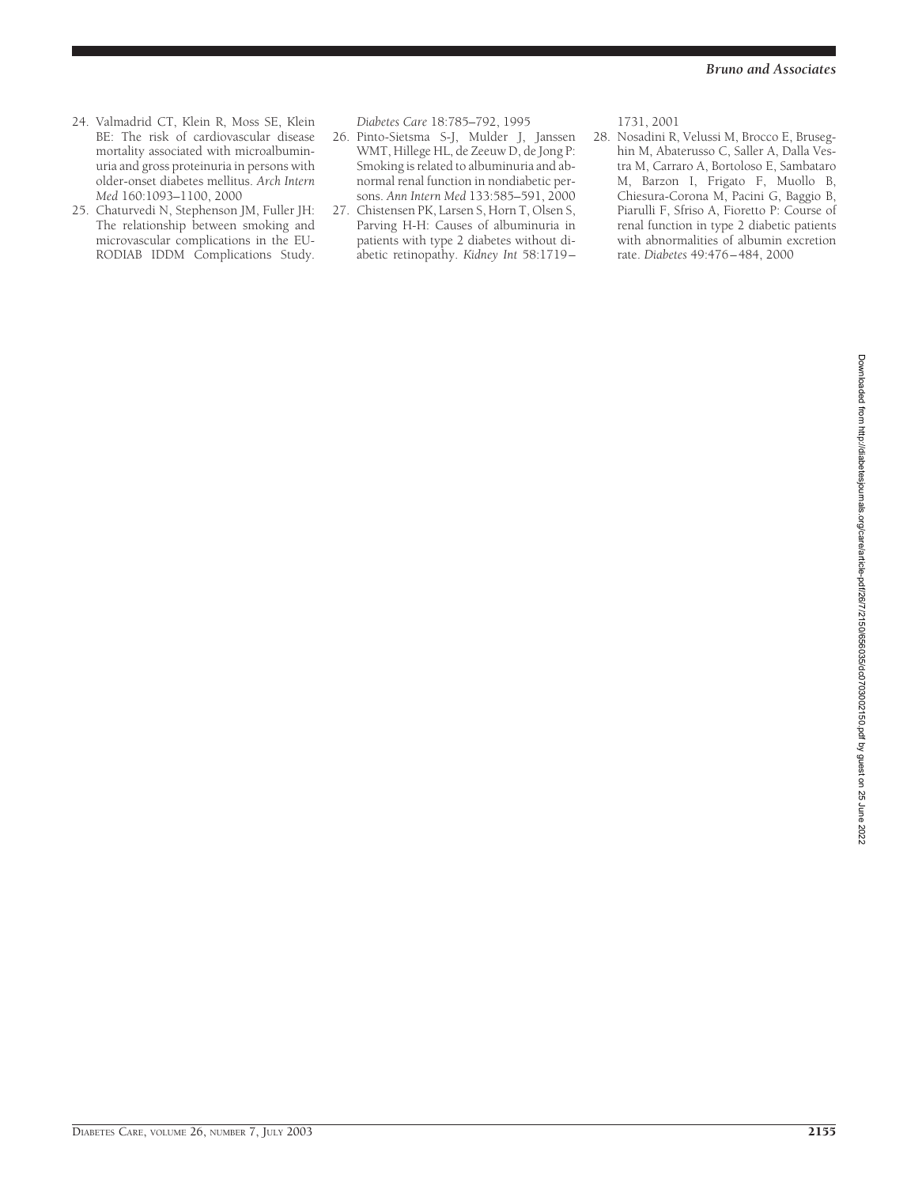24. Valmadrid CT, Klein R, Moss SE, Klein BE: The risk of cardiovascular disease mortality associated with microalbuminuria and gross proteinuria in persons with older-onset diabetes mellitus. *Arch Intern Med* 160:1093–1100, 2000
25. Chaturvedi N, Stephenson JM, Fuller JH: The relationship between smoking and microvascular complications in the EURODIAB IDDM Complications Study. *Diabetes Care* 18:785–792, 1995
26. Pinto-Sietsma S-J, Mulder J, Janssen WMT, Hillege HL, de Zeeuw D, de Jong P: Smoking is related to albuminuria and abnormal renal function in nondiabetic persons. *Ann Intern Med* 133:585–591, 2000
27. Chistensen PK, Larsen S, Horn T, Olsen S, Parving H-H: Causes of albuminuria in patients with type 2 diabetes without diabetic retinopathy. *Kidney Int* 58:1719–1731, 2001
28. Nosadini R, Velussi M, Brocco E, Bruseghin M, Abaterusso C, Saller A, Dalla Vestra M, Carraro A, Bortoloso E, Sambataro M, Barzon I, Frigato F, Muollo B, Chiesura-Corona M, Pacini G, Baggio B, Piarulli F, Sfriso A, Fioretto P: Course of renal function in type 2 diabetic patients with abnormalities of albumin excretion rate. *Diabetes* 49:476–484, 2000